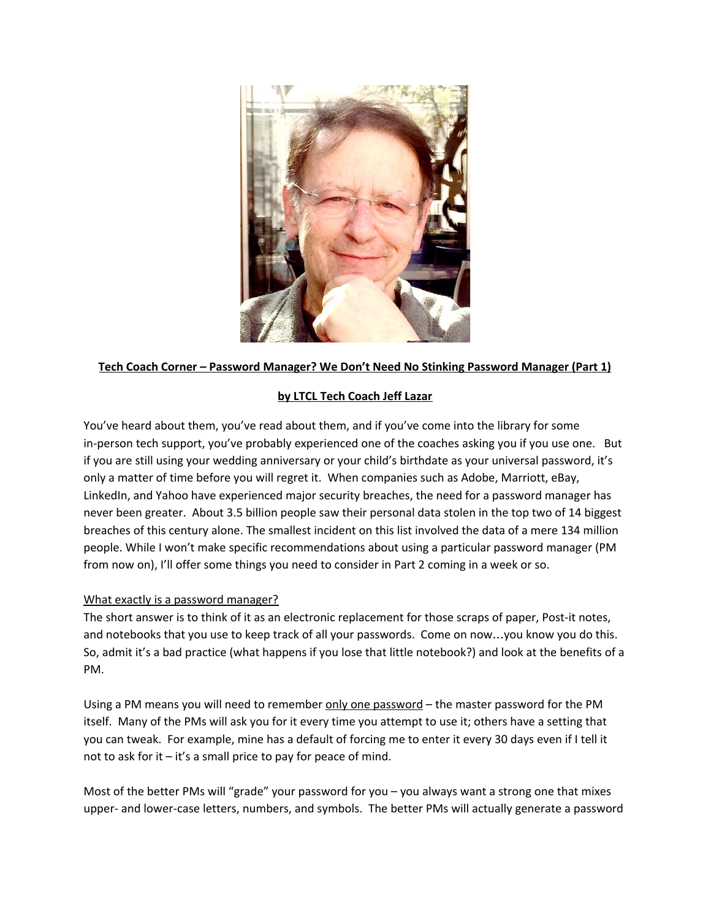**Tech Coach Corner – Password Manager? We Don't Need No Stinking Password Manager (Part 1)**

**by LTCL Tech Coach Jeff Lazar**

You've heard about them, you've read about them, and if you've come into the library for some in-person tech support, you've probably experienced one of the coaches asking you if you use one. But if you are still using your wedding anniversary or your child's birthdate as your universal password, it's only a matter of time before you will regret it. When companies such as Adobe, Marriott, eBay, LinkedIn, and Yahoo have experienced major security breaches, the need for a password manager has never been greater. About 3.5 billion people saw their personal data stolen in the top two of 14 biggest breaches of this century alone. The smallest incident on this list involved the data of a mere 134 million people. While I won't make specific recommendations about using a particular password manager (PM from now on), I'll offer some things you need to consider in Part 2 coming in a week or so.

What exactly is a password manager?

The short answer is to think of it as an electronic replacement for those scraps of paper, Post-it notes, and notebooks that you use to keep track of all your passwords. Come on now…you know you do this. So, admit it's a bad practice (what happens if you lose that little notebook?) and look at the benefits of a PM.

Using a PM means you will need to remember only one password – the master password for the PM itself. Many of the PMs will ask you for it every time you attempt to use it; others have a setting that you can tweak. For example, mine has a default of forcing me to enter it every 30 days even if I tell it not to ask for it – it's a small price to pay for peace of mind.

Most of the better PMs will "grade" your password for you – you always want a strong one that mixes upper- and lower-case letters, numbers, and symbols. The better PMs will actually generate a password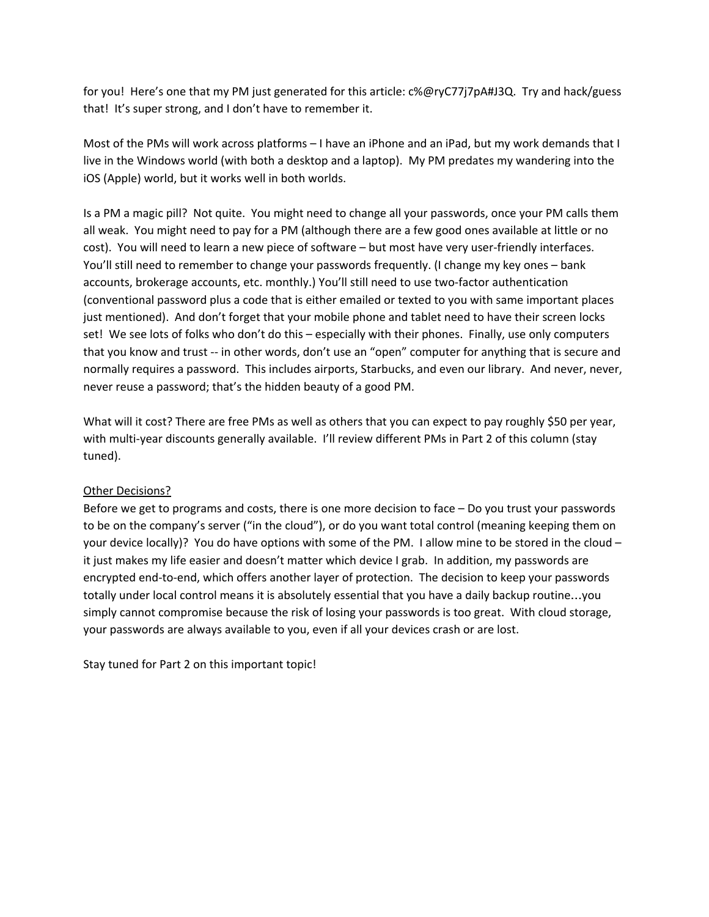for you! Here's one that my PM just generated for this article: c%@ryC77j7pA#J3Q. Try and hack/guess that! It's super strong, and I don't have to remember it.

Most of the PMs will work across platforms – I have an iPhone and an iPad, but my work demands that I live in the Windows world (with both a desktop and a laptop). My PM predates my wandering into the iOS (Apple) world, but it works well in both worlds.

Is a PM a magic pill? Not quite. You might need to change all your passwords, once your PM calls them all weak. You might need to pay for a PM (although there are a few good ones available at little or no cost). You will need to learn a new piece of software – but most have very user-friendly interfaces. You'll still need to remember to change your passwords frequently. (I change my key ones – bank accounts, brokerage accounts, etc. monthly.) You'll still need to use two-factor authentication (conventional password plus a code that is either emailed or texted to you with same important places just mentioned). And don't forget that your mobile phone and tablet need to have their screen locks set! We see lots of folks who don't do this – especially with their phones. Finally, use only computers that you know and trust -- in other words, don't use an "open" computer for anything that is secure and normally requires a password. This includes airports, Starbucks, and even our library. And never, never, never reuse a password; that's the hidden beauty of a good PM.

What will it cost? There are free PMs as well as others that you can expect to pay roughly $50 per year, with multi-year discounts generally available. I'll review different PMs in Part 2 of this column (stay tuned).

<u>Other Decisions?</u>

Before we get to programs and costs, there is one more decision to face – Do you trust your passwords to be on the company's server ("in the cloud"), or do you want total control (meaning keeping them on your device locally)? You do have options with some of the PM. I allow mine to be stored in the cloud – it just makes my life easier and doesn't matter which device I grab. In addition, my passwords are encrypted end-to-end, which offers another layer of protection. The decision to keep your passwords totally under local control means it is absolutely essential that you have a daily backup routine…you simply cannot compromise because the risk of losing your passwords is too great. With cloud storage, your passwords are always available to you, even if all your devices crash or are lost.

Stay tuned for Part 2 on this important topic!